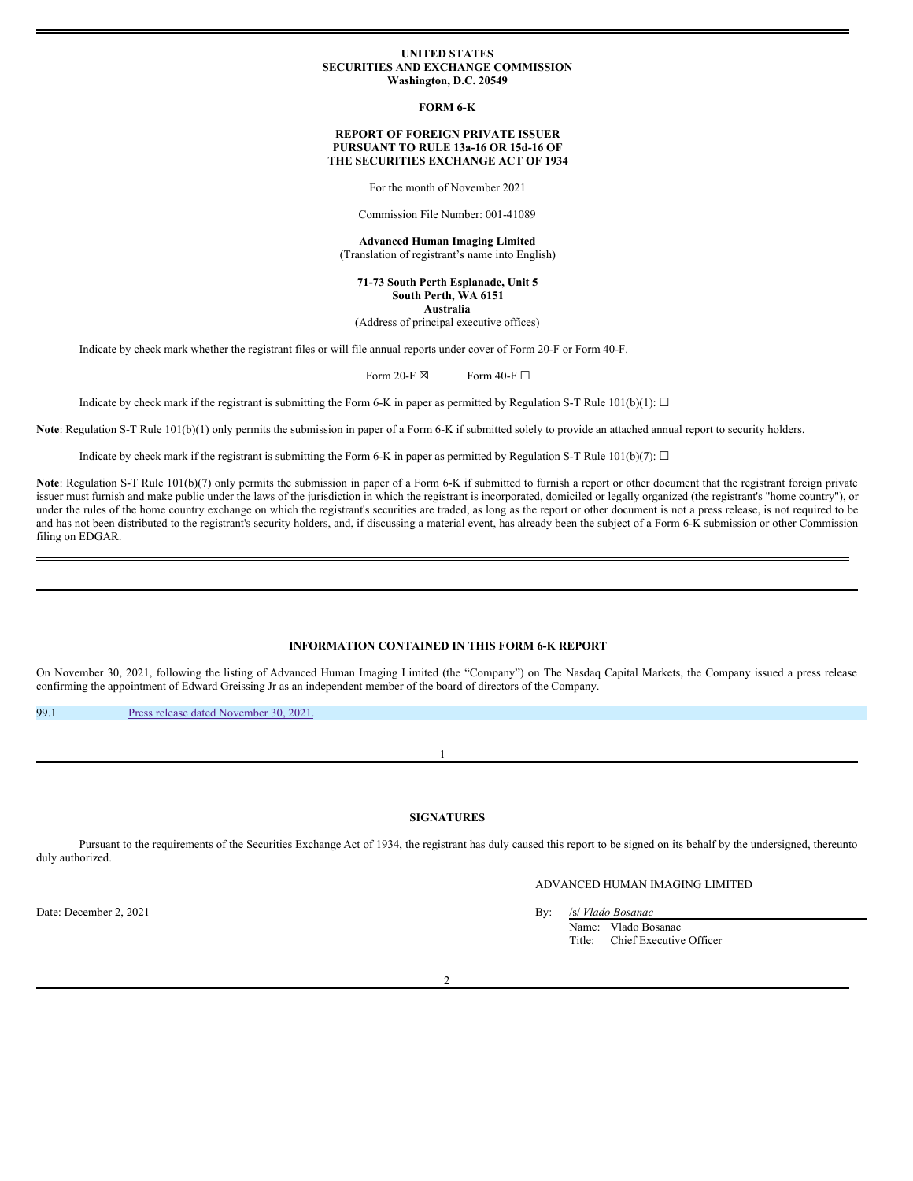**UNITED STATES**
**SECURITIES AND EXCHANGE COMMISSION**
**Washington, D.C. 20549**

**FORM 6-K**

**REPORT OF FOREIGN PRIVATE ISSUER**
**PURSUANT TO RULE 13a-16 OR 15d-16 OF**
**THE SECURITIES EXCHANGE ACT OF 1934**

For the month of November 2021

Commission File Number: 001-41089

**Advanced Human Imaging Limited**
(Translation of registrant's name into English)

**71-73 South Perth Esplanade, Unit 5**
**South Perth, WA 6151**
**Australia**
(Address of principal executive offices)

Indicate by check mark whether the registrant files or will file annual reports under cover of Form 20-F or Form 40-F.

Form 20-F ☒ Form 40-F ☐

Indicate by check mark if the registrant is submitting the Form 6-K in paper as permitted by Regulation S-T Rule 101(b)(1): ☐

**Note**: Regulation S-T Rule 101(b)(1) only permits the submission in paper of a Form 6-K if submitted solely to provide an attached annual report to security holders.

Indicate by check mark if the registrant is submitting the Form 6-K in paper as permitted by Regulation S-T Rule 101(b)(7): ☐

**Note**: Regulation S-T Rule 101(b)(7) only permits the submission in paper of a Form 6-K if submitted to furnish a report or other document that the registrant foreign private issuer must furnish and make public under the laws of the jurisdiction in which the registrant is incorporated, domiciled or legally organized (the registrant's "home country"), or under the rules of the home country exchange on which the registrant's securities are traded, as long as the report or other document is not a press release, is not required to be and has not been distributed to the registrant's security holders, and, if discussing a material event, has already been the subject of a Form 6-K submission or other Commission filing on EDGAR.

---

**INFORMATION CONTAINED IN THIS FORM 6-K REPORT**

On November 30, 2021, following the listing of Advanced Human Imaging Limited (the "Company") on The Nasdaq Capital Markets, the Company issued a press release confirming the appointment of Edward Greissing Jr as an independent member of the board of directors of the Company.

| | |
|---|---|
| 99.1 | Press release dated November 30, 2021. |

---

**SIGNATURES**

Pursuant to the requirements of the Securities Exchange Act of 1934, the registrant has duly caused this report to be signed on its behalf by the undersigned, thereunto duly authorized.

ADVANCED HUMAN IMAGING LIMITED

Date: December 2, 2021

By: /s/ *Vlado Bosanac*
Name: Vlado Bosanac
Title: Chief Executive Officer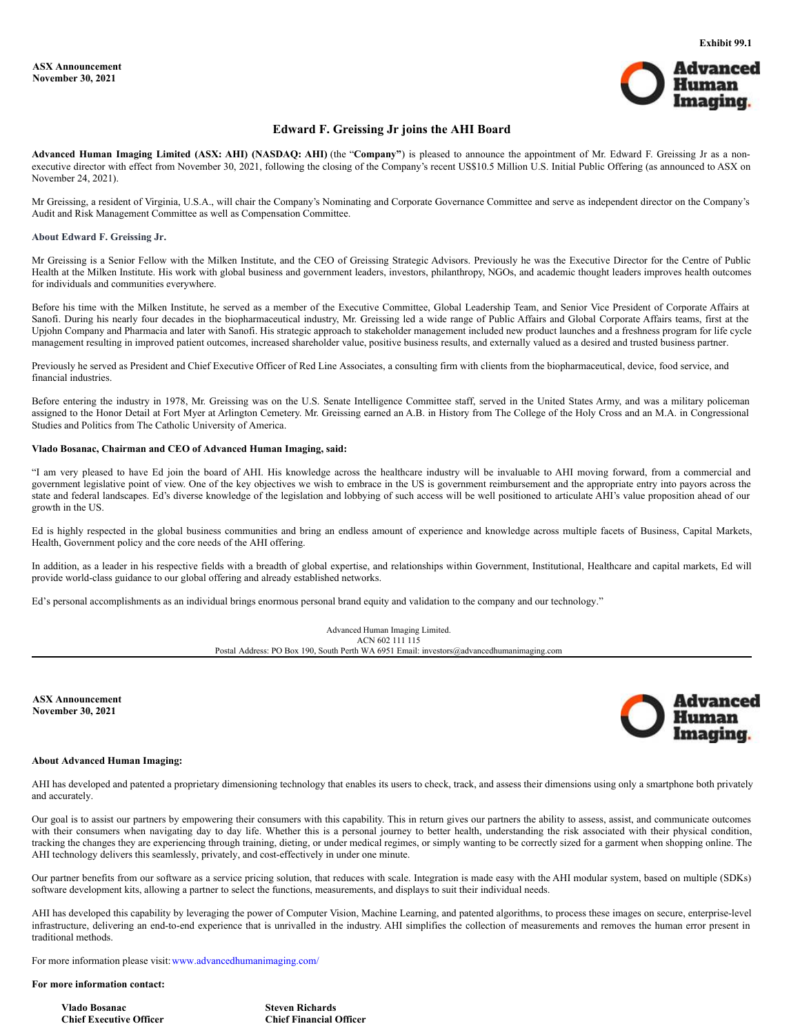Exhibit 99.1

**ASX Announcement**
**November 30, 2021**

## Edward F. Greissing Jr joins the AHI Board

**Advanced Human Imaging Limited (ASX: AHI) (NASDAQ: AHI)** (the "**Company"**) is pleased to announce the appointment of Mr. Edward F. Greissing Jr as a non-executive director with effect from November 30, 2021, following the closing of the Company's recent US$10.5 Million U.S. Initial Public Offering (as announced to ASX on November 24, 2021).

Mr Greissing, a resident of Virginia, U.S.A., will chair the Company's Nominating and Corporate Governance Committee and serve as independent director on the Company's Audit and Risk Management Committee as well as Compensation Committee.

### About Edward F. Greissing Jr.

Mr Greissing is a Senior Fellow with the Milken Institute, and the CEO of Greissing Strategic Advisors. Previously he was the Executive Director for the Centre of Public Health at the Milken Institute. His work with global business and government leaders, investors, philanthropy, NGOs, and academic thought leaders improves health outcomes for individuals and communities everywhere.

Before his time with the Milken Institute, he served as a member of the Executive Committee, Global Leadership Team, and Senior Vice President of Corporate Affairs at Sanofi. During his nearly four decades in the biopharmaceutical industry, Mr. Greissing led a wide range of Public Affairs and Global Corporate Affairs teams, first at the Upjohn Company and Pharmacia and later with Sanofi. His strategic approach to stakeholder management included new product launches and a freshness program for life cycle management resulting in improved patient outcomes, increased shareholder value, positive business results, and externally valued as a desired and trusted business partner.

Previously he served as President and Chief Executive Officer of Red Line Associates, a consulting firm with clients from the biopharmaceutical, device, food service, and financial industries.

Before entering the industry in 1978, Mr. Greissing was on the U.S. Senate Intelligence Committee staff, served in the United States Army, and was a military policeman assigned to the Honor Detail at Fort Myer at Arlington Cemetery. Mr. Greissing earned an A.B. in History from The College of the Holy Cross and an M.A. in Congressional Studies and Politics from The Catholic University of America.

**Vlado Bosanac, Chairman and CEO of Advanced Human Imaging, said:**

"I am very pleased to have Ed join the board of AHI. His knowledge across the healthcare industry will be invaluable to AHI moving forward, from a commercial and government legislative point of view. One of the key objectives we wish to embrace in the US is government reimbursement and the appropriate entry into payors across the state and federal landscapes. Ed's diverse knowledge of the legislation and lobbying of such access will be well positioned to articulate AHI's value proposition ahead of our growth in the US.

Ed is highly respected in the global business communities and bring an endless amount of experience and knowledge across multiple facets of Business, Capital Markets, Health, Government policy and the core needs of the AHI offering.

In addition, as a leader in his respective fields with a breadth of global expertise, and relationships within Government, Institutional, Healthcare and capital markets, Ed will provide world-class guidance to our global offering and already established networks.

Ed's personal accomplishments as an individual brings enormous personal brand equity and validation to the company and our technology."

Advanced Human Imaging Limited.
ACN 602 111 115
Postal Address: PO Box 190, South Perth WA 6951 Email: investors@advancedhumanimaging.com

**ASX Announcement**
**November 30, 2021**

**About Advanced Human Imaging:**

AHI has developed and patented a proprietary dimensioning technology that enables its users to check, track, and assess their dimensions using only a smartphone both privately and accurately.

Our goal is to assist our partners by empowering their consumers with this capability. This in return gives our partners the ability to assess, assist, and communicate outcomes with their consumers when navigating day to day life. Whether this is a personal journey to better health, understanding the risk associated with their physical condition, tracking the changes they are experiencing through training, dieting, or under medical regimes, or simply wanting to be correctly sized for a garment when shopping online. The AHI technology delivers this seamlessly, privately, and cost-effectively in under one minute.

Our partner benefits from our software as a service pricing solution, that reduces with scale. Integration is made easy with the AHI modular system, based on multiple (SDKs) software development kits, allowing a partner to select the functions, measurements, and displays to suit their individual needs.

AHI has developed this capability by leveraging the power of Computer Vision, Machine Learning, and patented algorithms, to process these images on secure, enterprise-level infrastructure, delivering an end-to-end experience that is unrivalled in the industry. AHI simplifies the collection of measurements and removes the human error present in traditional methods.

For more information please visit: www.advancedhumanimaging.com/

**For more information contact:**

**Vlado Bosanac**
**Chief Executive Officer**

**Steven Richards**
**Chief Financial Officer**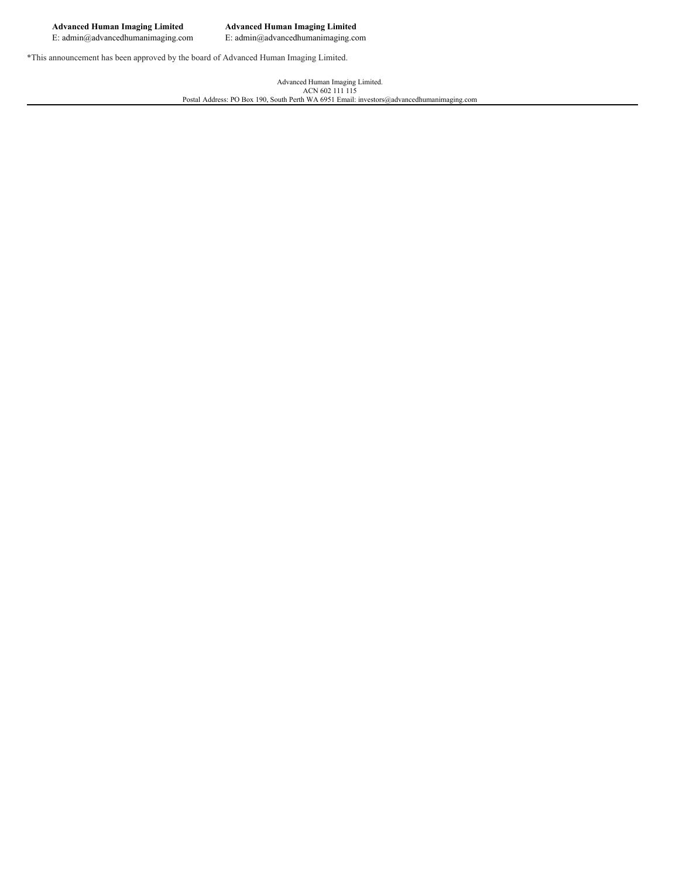**Advanced Human Imaging Limited**
E: admin@advancedhumanimaging.com

**Advanced Human Imaging Limited**
E: admin@advancedhumanimaging.com

*This announcement has been approved by the board of Advanced Human Imaging Limited.

Advanced Human Imaging Limited.
ACN 602 111 115
Postal Address: PO Box 190, South Perth WA 6951 Email: investors@advancedhumanimaging.com